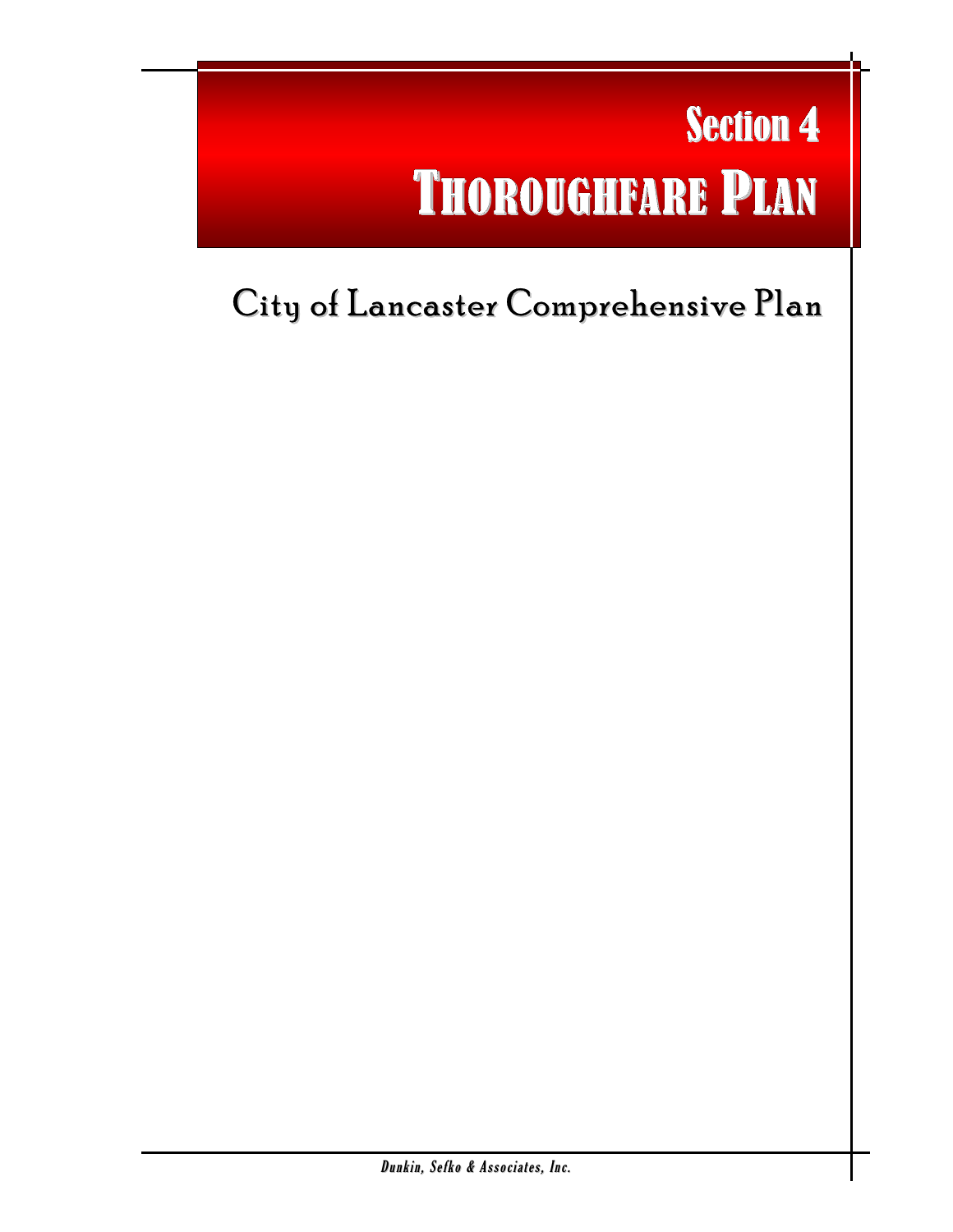# Section 4
# THOROUGHFARE PLAN

## City of Lancaster Comprehensive Plan

*Dunkin, Sefko & Associates, Inc.*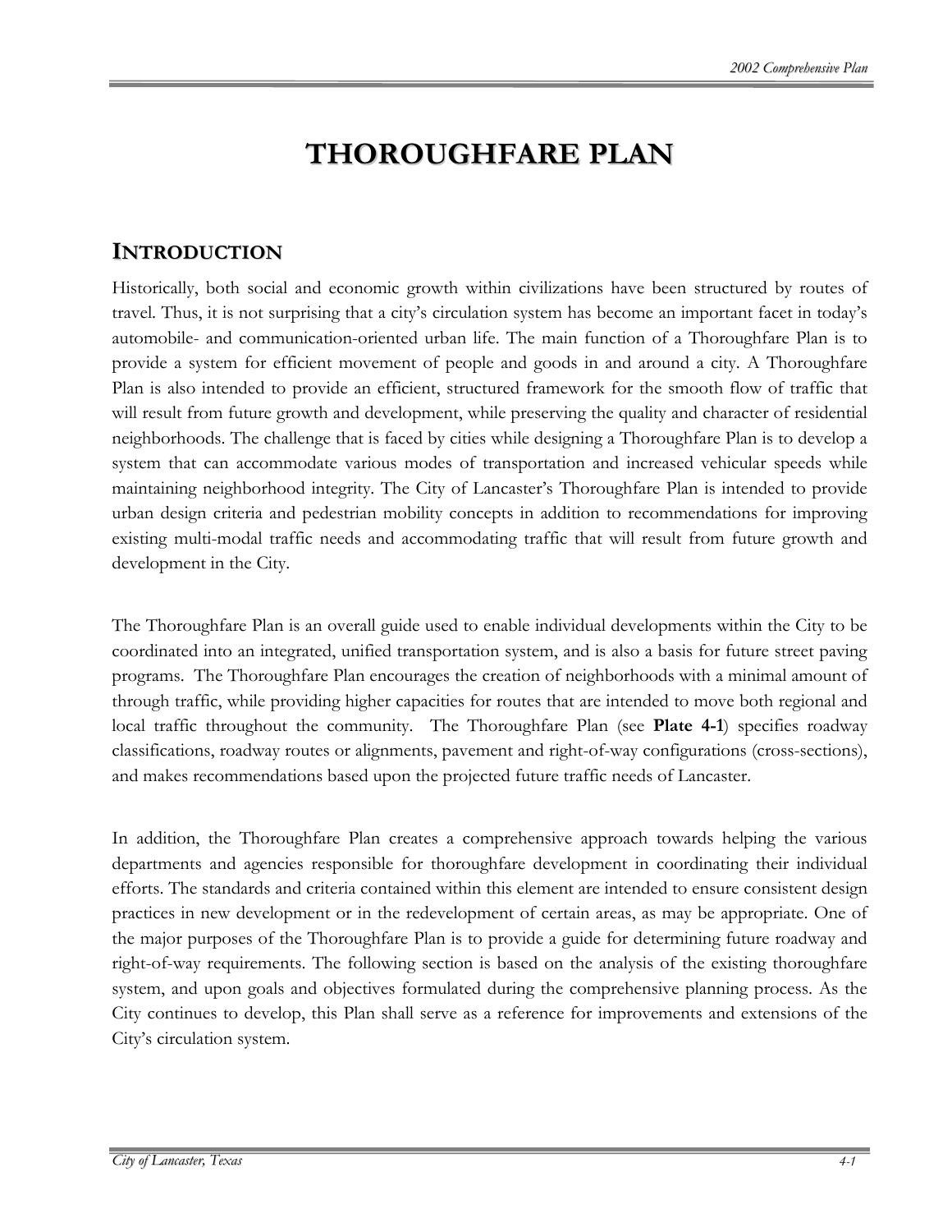# THOROUGHFARE PLAN

## INTRODUCTION

Historically, both social and economic growth within civilizations have been structured by routes of travel. Thus, it is not surprising that a city's circulation system has become an important facet in today's automobile- and communication-oriented urban life. The main function of a Thoroughfare Plan is to provide a system for efficient movement of people and goods in and around a city. A Thoroughfare Plan is also intended to provide an efficient, structured framework for the smooth flow of traffic that will result from future growth and development, while preserving the quality and character of residential neighborhoods. The challenge that is faced by cities while designing a Thoroughfare Plan is to develop a system that can accommodate various modes of transportation and increased vehicular speeds while maintaining neighborhood integrity. The City of Lancaster's Thoroughfare Plan is intended to provide urban design criteria and pedestrian mobility concepts in addition to recommendations for improving existing multi-modal traffic needs and accommodating traffic that will result from future growth and development in the City.

The Thoroughfare Plan is an overall guide used to enable individual developments within the City to be coordinated into an integrated, unified transportation system, and is also a basis for future street paving programs. The Thoroughfare Plan encourages the creation of neighborhoods with a minimal amount of through traffic, while providing higher capacities for routes that are intended to move both regional and local traffic throughout the community. The Thoroughfare Plan (see **Plate 4-1**) specifies roadway classifications, roadway routes or alignments, pavement and right-of-way configurations (cross-sections), and makes recommendations based upon the projected future traffic needs of Lancaster.

In addition, the Thoroughfare Plan creates a comprehensive approach towards helping the various departments and agencies responsible for thoroughfare development in coordinating their individual efforts. The standards and criteria contained within this element are intended to ensure consistent design practices in new development or in the redevelopment of certain areas, as may be appropriate. One of the major purposes of the Thoroughfare Plan is to provide a guide for determining future roadway and right-of-way requirements. The following section is based on the analysis of the existing thoroughfare system, and upon goals and objectives formulated during the comprehensive planning process. As the City continues to develop, this Plan shall serve as a reference for improvements and extensions of the City's circulation system.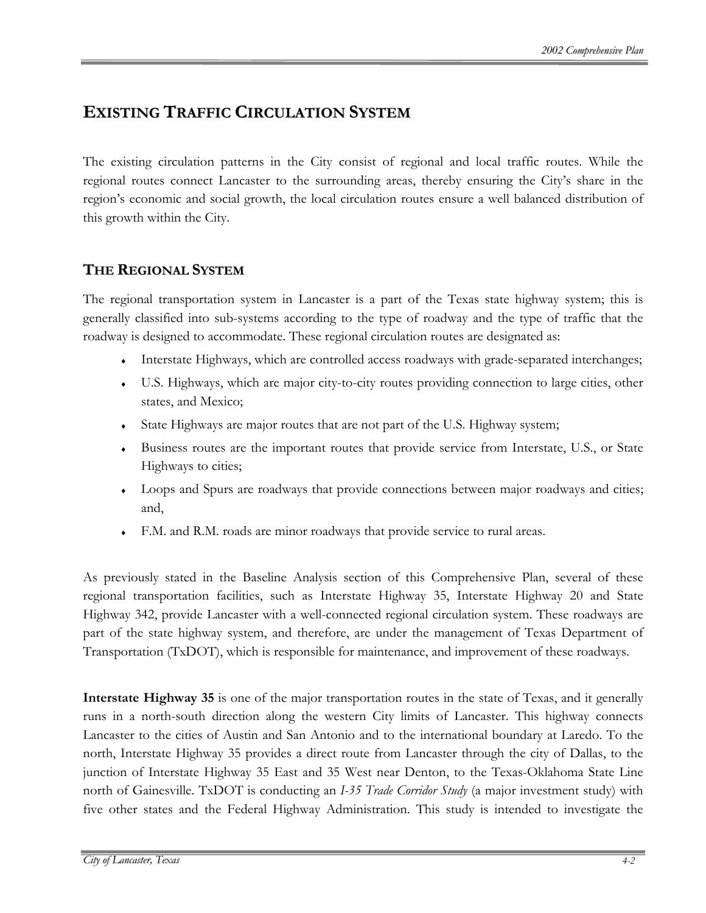# EXISTING TRAFFIC CIRCULATION SYSTEM

The existing circulation patterns in the City consist of regional and local traffic routes. While the regional routes connect Lancaster to the surrounding areas, thereby ensuring the City's share in the region's economic and social growth, the local circulation routes ensure a well balanced distribution of this growth within the City.

## THE REGIONAL SYSTEM

The regional transportation system in Lancaster is a part of the Texas state highway system; this is generally classified into sub-systems according to the type of roadway and the type of traffic that the roadway is designed to accommodate. These regional circulation routes are designated as:

- Interstate Highways, which are controlled access roadways with grade-separated interchanges;
- U.S. Highways, which are major city-to-city routes providing connection to large cities, other states, and Mexico;
- State Highways are major routes that are not part of the U.S. Highway system;
- Business routes are the important routes that provide service from Interstate, U.S., or State Highways to cities;
- Loops and Spurs are roadways that provide connections between major roadways and cities; and,
- F.M. and R.M. roads are minor roadways that provide service to rural areas.

As previously stated in the Baseline Analysis section of this Comprehensive Plan, several of these regional transportation facilities, such as Interstate Highway 35, Interstate Highway 20 and State Highway 342, provide Lancaster with a well-connected regional circulation system. These roadways are part of the state highway system, and therefore, are under the management of Texas Department of Transportation (TxDOT), which is responsible for maintenance, and improvement of these roadways.

**Interstate Highway 35** is one of the major transportation routes in the state of Texas, and it generally runs in a north-south direction along the western City limits of Lancaster. This highway connects Lancaster to the cities of Austin and San Antonio and to the international boundary at Laredo. To the north, Interstate Highway 35 provides a direct route from Lancaster through the city of Dallas, to the junction of Interstate Highway 35 East and 35 West near Denton, to the Texas-Oklahoma State Line north of Gainesville. TxDOT is conducting an *I-35 Trade Corridor Study* (a major investment study) with five other states and the Federal Highway Administration. This study is intended to investigate the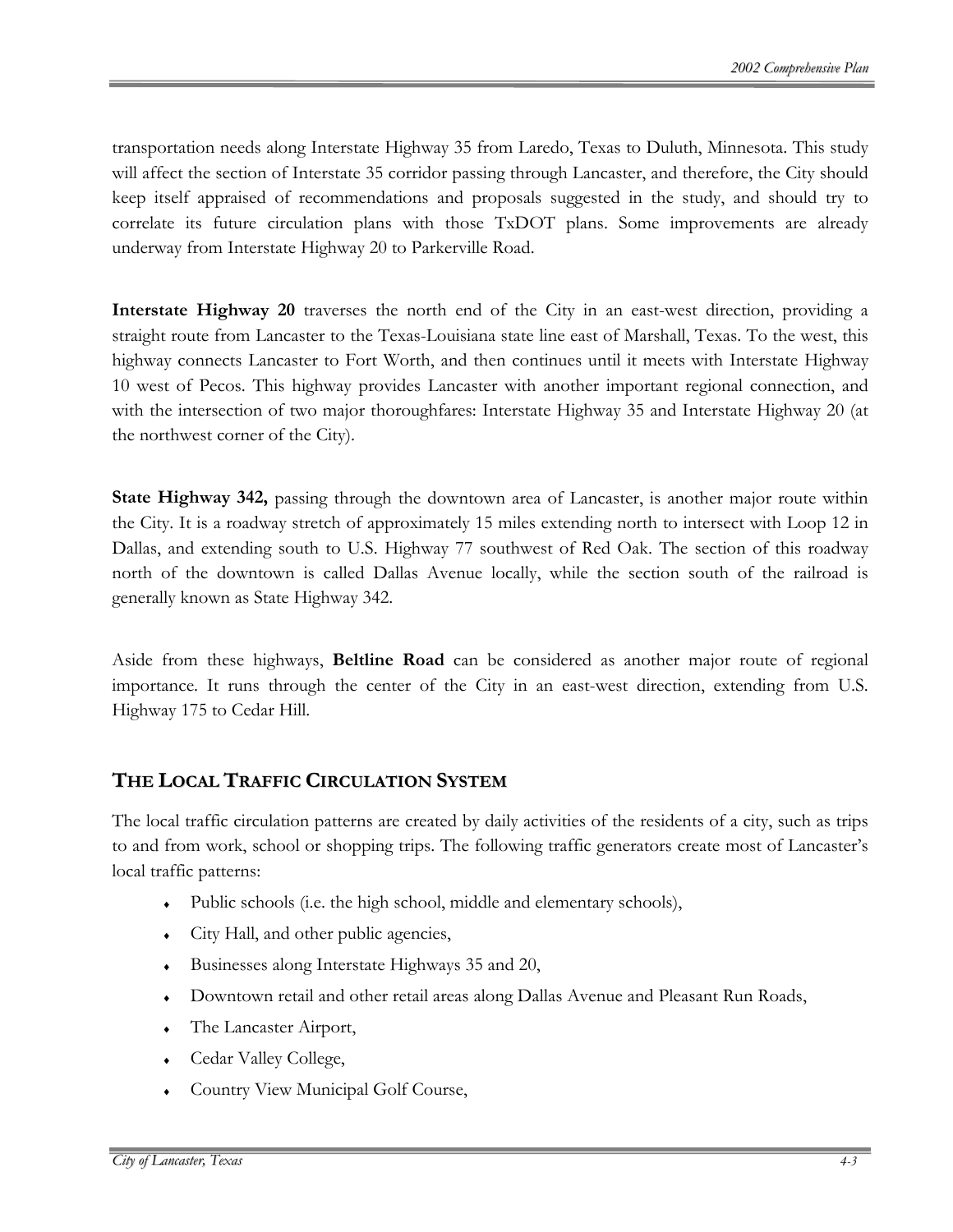transportation needs along Interstate Highway 35 from Laredo, Texas to Duluth, Minnesota. This study will affect the section of Interstate 35 corridor passing through Lancaster, and therefore, the City should keep itself appraised of recommendations and proposals suggested in the study, and should try to correlate its future circulation plans with those TxDOT plans. Some improvements are already underway from Interstate Highway 20 to Parkerville Road.

**Interstate Highway 20** traverses the north end of the City in an east-west direction, providing a straight route from Lancaster to the Texas-Louisiana state line east of Marshall, Texas. To the west, this highway connects Lancaster to Fort Worth, and then continues until it meets with Interstate Highway 10 west of Pecos. This highway provides Lancaster with another important regional connection, and with the intersection of two major thoroughfares: Interstate Highway 35 and Interstate Highway 20 (at the northwest corner of the City).

**State Highway 342,** passing through the downtown area of Lancaster, is another major route within the City. It is a roadway stretch of approximately 15 miles extending north to intersect with Loop 12 in Dallas, and extending south to U.S. Highway 77 southwest of Red Oak. The section of this roadway north of the downtown is called Dallas Avenue locally, while the section south of the railroad is generally known as State Highway 342.

Aside from these highways, **Beltline Road** can be considered as another major route of regional importance. It runs through the center of the City in an east-west direction, extending from U.S. Highway 175 to Cedar Hill.

## THE LOCAL TRAFFIC CIRCULATION SYSTEM

The local traffic circulation patterns are created by daily activities of the residents of a city, such as trips to and from work, school or shopping trips. The following traffic generators create most of Lancaster's local traffic patterns:

- Public schools (i.e. the high school, middle and elementary schools),
- City Hall, and other public agencies,
- Businesses along Interstate Highways 35 and 20,
- Downtown retail and other retail areas along Dallas Avenue and Pleasant Run Roads,
- The Lancaster Airport,
- Cedar Valley College,
- Country View Municipal Golf Course,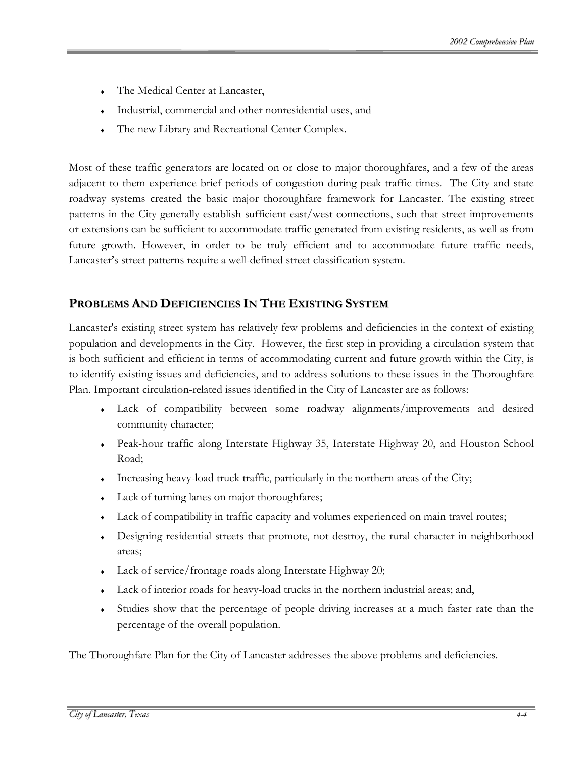- The Medical Center at Lancaster,
- Industrial, commercial and other nonresidential uses, and
- The new Library and Recreational Center Complex.

Most of these traffic generators are located on or close to major thoroughfares, and a few of the areas adjacent to them experience brief periods of congestion during peak traffic times. The City and state roadway systems created the basic major thoroughfare framework for Lancaster. The existing street patterns in the City generally establish sufficient east/west connections, such that street improvements or extensions can be sufficient to accommodate traffic generated from existing residents, as well as from future growth. However, in order to be truly efficient and to accommodate future traffic needs, Lancaster's street patterns require a well-defined street classification system.

## PROBLEMS AND DEFICIENCIES IN THE EXISTING SYSTEM

Lancaster's existing street system has relatively few problems and deficiencies in the context of existing population and developments in the City. However, the first step in providing a circulation system that is both sufficient and efficient in terms of accommodating current and future growth within the City, is to identify existing issues and deficiencies, and to address solutions to these issues in the Thoroughfare Plan. Important circulation-related issues identified in the City of Lancaster are as follows:

- Lack of compatibility between some roadway alignments/improvements and desired community character;
- Peak-hour traffic along Interstate Highway 35, Interstate Highway 20, and Houston School Road;
- Increasing heavy-load truck traffic, particularly in the northern areas of the City;
- Lack of turning lanes on major thoroughfares;
- Lack of compatibility in traffic capacity and volumes experienced on main travel routes;
- Designing residential streets that promote, not destroy, the rural character in neighborhood areas;
- Lack of service/frontage roads along Interstate Highway 20;
- Lack of interior roads for heavy-load trucks in the northern industrial areas; and,
- Studies show that the percentage of people driving increases at a much faster rate than the percentage of the overall population.

The Thoroughfare Plan for the City of Lancaster addresses the above problems and deficiencies.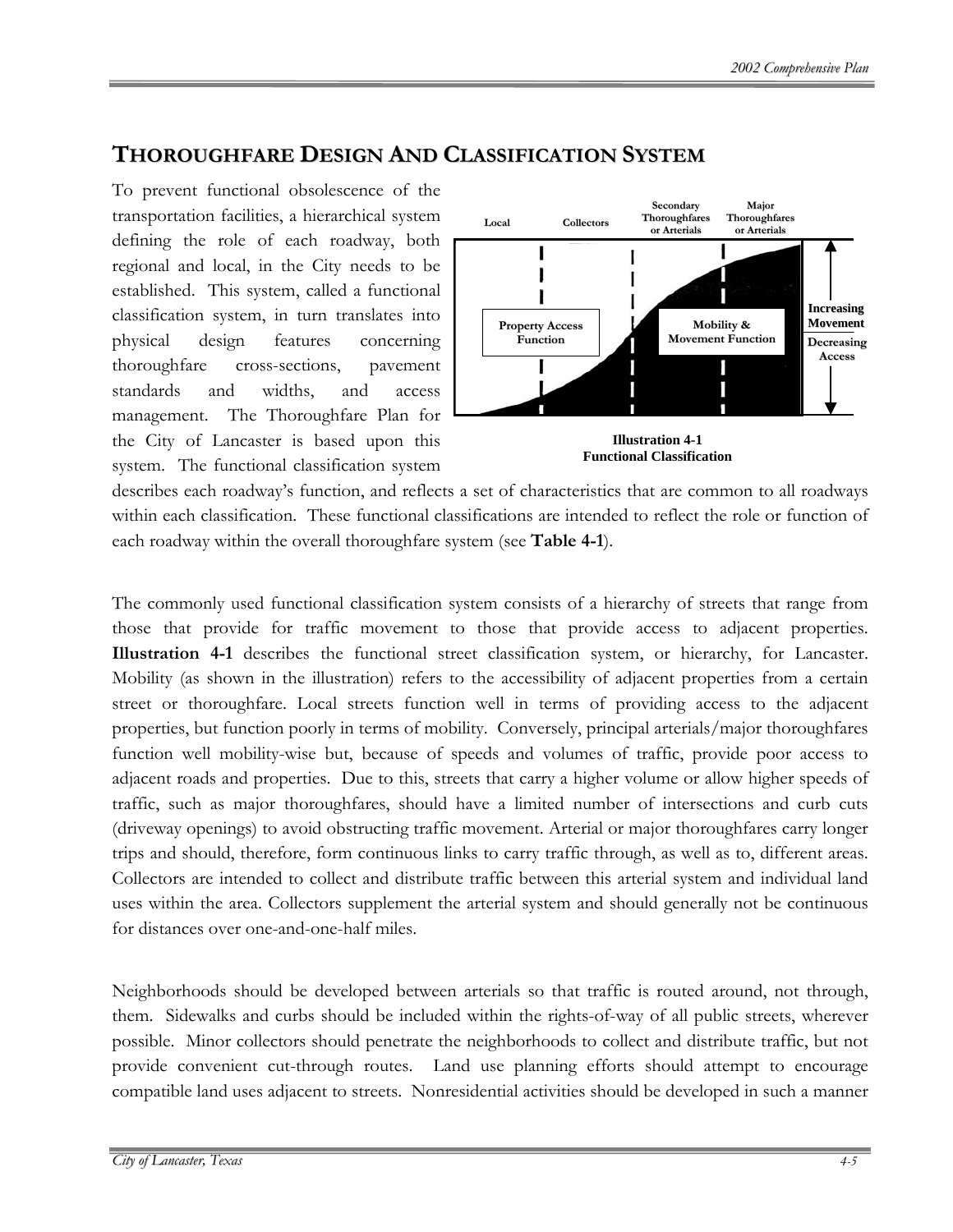## THOROUGHFARE DESIGN AND CLASSIFICATION SYSTEM

To prevent functional obsolescence of the transportation facilities, a hierarchical system defining the role of each roadway, both regional and local, in the City needs to be established. This system, called a functional classification system, in turn translates into physical design features concerning thoroughfare cross-sections, pavement standards and widths, and access management. The Thoroughfare Plan for the City of Lancaster is based upon this system. The functional classification system describes each roadway's function, and reflects a set of characteristics that are common to all roadways within each classification. These functional classifications are intended to reflect the role or function of each roadway within the overall thoroughfare system (see **Table 4-1**).

Local | Collectors | Secondary Thoroughfares or Arterials | Major Thoroughfares or Arterials

Property Access Function | Mobility & Movement Function

Increasing Movement / Decreasing Access

**Illustration 4-1**
**Functional Classification**

The commonly used functional classification system consists of a hierarchy of streets that range from those that provide for traffic movement to those that provide access to adjacent properties. **Illustration 4-1** describes the functional street classification system, or hierarchy, for Lancaster. Mobility (as shown in the illustration) refers to the accessibility of adjacent properties from a certain street or thoroughfare. Local streets function well in terms of providing access to the adjacent properties, but function poorly in terms of mobility. Conversely, principal arterials/major thoroughfares function well mobility-wise but, because of speeds and volumes of traffic, provide poor access to adjacent roads and properties. Due to this, streets that carry a higher volume or allow higher speeds of traffic, such as major thoroughfares, should have a limited number of intersections and curb cuts (driveway openings) to avoid obstructing traffic movement. Arterial or major thoroughfares carry longer trips and should, therefore, form continuous links to carry traffic through, as well as to, different areas. Collectors are intended to collect and distribute traffic between this arterial system and individual land uses within the area. Collectors supplement the arterial system and should generally not be continuous for distances over one-and-one-half miles.

Neighborhoods should be developed between arterials so that traffic is routed around, not through, them. Sidewalks and curbs should be included within the rights-of-way of all public streets, wherever possible. Minor collectors should penetrate the neighborhoods to collect and distribute traffic, but not provide convenient cut-through routes. Land use planning efforts should attempt to encourage compatible land uses adjacent to streets. Nonresidential activities should be developed in such a manner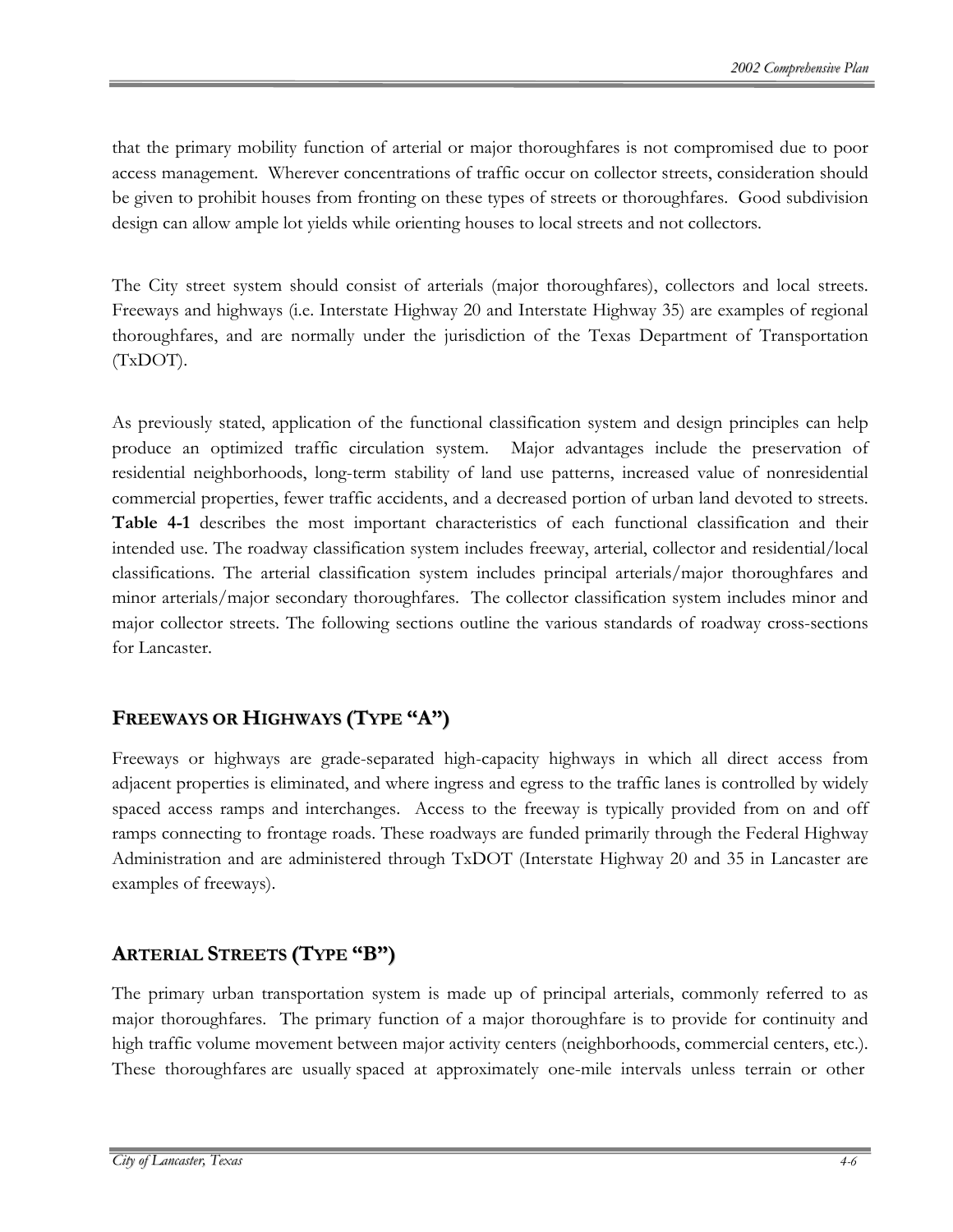that the primary mobility function of arterial or major thoroughfares is not compromised due to poor access management. Wherever concentrations of traffic occur on collector streets, consideration should be given to prohibit houses from fronting on these types of streets or thoroughfares. Good subdivision design can allow ample lot yields while orienting houses to local streets and not collectors.

The City street system should consist of arterials (major thoroughfares), collectors and local streets. Freeways and highways (i.e. Interstate Highway 20 and Interstate Highway 35) are examples of regional thoroughfares, and are normally under the jurisdiction of the Texas Department of Transportation (TxDOT).

As previously stated, application of the functional classification system and design principles can help produce an optimized traffic circulation system. Major advantages include the preservation of residential neighborhoods, long-term stability of land use patterns, increased value of nonresidential commercial properties, fewer traffic accidents, and a decreased portion of urban land devoted to streets. **Table 4-1** describes the most important characteristics of each functional classification and their intended use. The roadway classification system includes freeway, arterial, collector and residential/local classifications. The arterial classification system includes principal arterials/major thoroughfares and minor arterials/major secondary thoroughfares. The collector classification system includes minor and major collector streets. The following sections outline the various standards of roadway cross-sections for Lancaster.

## FREEWAYS OR HIGHWAYS (TYPE "A")

Freeways or highways are grade-separated high-capacity highways in which all direct access from adjacent properties is eliminated, and where ingress and egress to the traffic lanes is controlled by widely spaced access ramps and interchanges. Access to the freeway is typically provided from on and off ramps connecting to frontage roads. These roadways are funded primarily through the Federal Highway Administration and are administered through TxDOT (Interstate Highway 20 and 35 in Lancaster are examples of freeways).

## ARTERIAL STREETS (TYPE "B")

The primary urban transportation system is made up of principal arterials, commonly referred to as major thoroughfares. The primary function of a major thoroughfare is to provide for continuity and high traffic volume movement between major activity centers (neighborhoods, commercial centers, etc.). These thoroughfares are usually spaced at approximately one-mile intervals unless terrain or other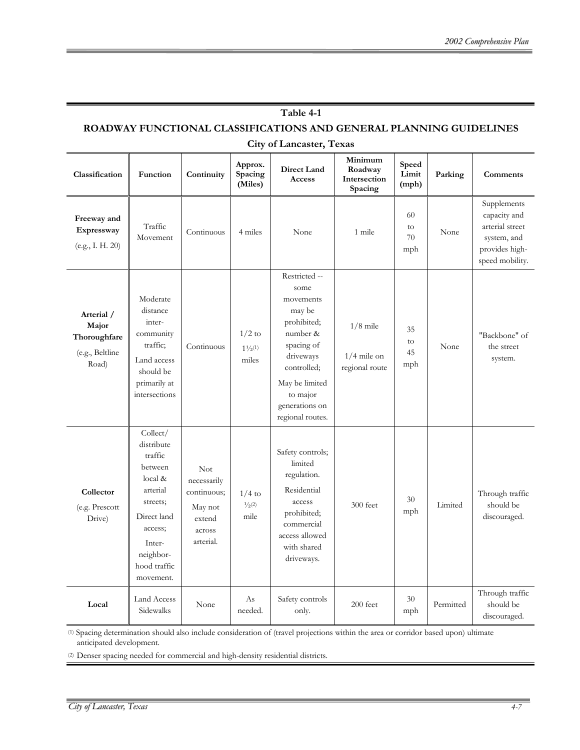**Table 4-1**

**ROADWAY FUNCTIONAL CLASSIFICATIONS AND GENERAL PLANNING GUIDELINES**

**City of Lancaster, Texas**

| Classification | Function | Continuity | Approx. Spacing (Miles) | Direct Land Access | Minimum Roadway Intersection Spacing | Speed Limit (mph) | Parking | Comments |
|---|---|---|---|---|---|---|---|---|
| **Freeway and Expressway** (e.g., I. H. 20) | Traffic Movement | Continuous | 4 miles | None | 1 mile | 60 to 70 mph | None | Supplements capacity and arterial street system, and provides high-speed mobility. |
| **Arterial / Major Thoroughfare** (e.g., Beltline Road) | Moderate distance inter-community traffic; Land access should be primarily at intersections | Continuous | 1/2 to 1½[1] miles | Restricted -- some movements may be prohibited; number & spacing of driveways controlled; May be limited to major generations on regional routes. | 1/8 mile; 1/4 mile on regional route | 35 to 45 mph | None | "Backbone" of the street system. |
| **Collector** (e.g. Prescott Drive) | Collect/ distribute traffic between local & arterial streets; Direct land access; Inter-neighbor-hood traffic movement. | Not necessarily continuous; May not extend across arterial. | 1/4 to ½[2] mile | Safety controls; limited regulation. Residential access prohibited; commercial access allowed with shared driveways. | 300 feet | 30 mph | Limited | Through traffic should be discouraged. |
| **Local** | Land Access Sidewalks | None | As needed. | Safety controls only. | 200 feet | 30 mph | Permitted | Through traffic should be discouraged. |

[1] Spacing determination should also include consideration of (travel projections within the area or corridor based upon) ultimate anticipated development.

[2] Denser spacing needed for commercial and high-density residential districts.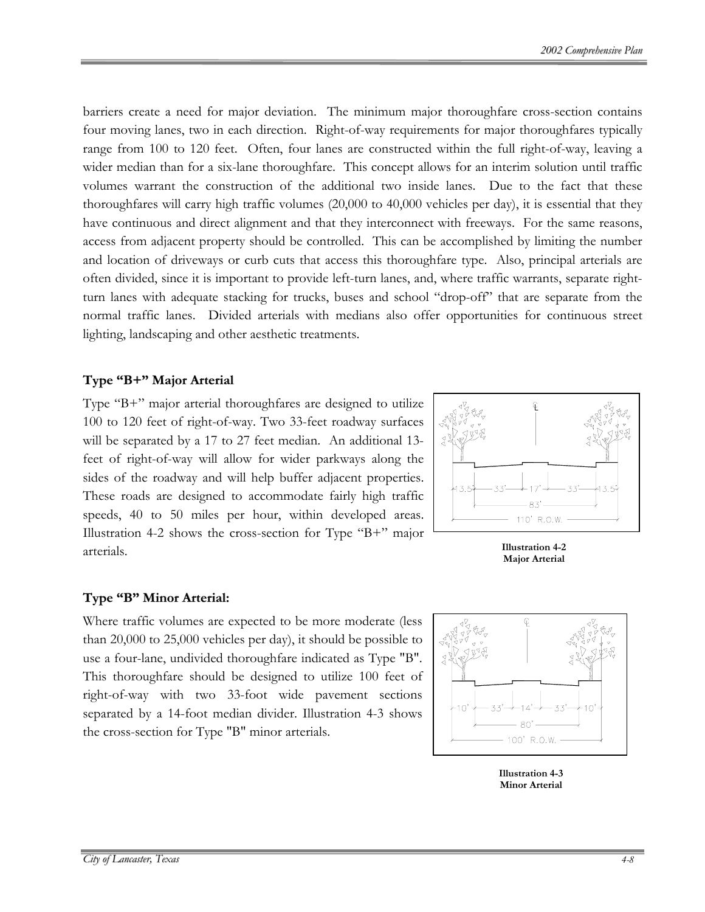barriers create a need for major deviation. The minimum major thoroughfare cross-section contains four moving lanes, two in each direction. Right-of-way requirements for major thoroughfares typically range from 100 to 120 feet. Often, four lanes are constructed within the full right-of-way, leaving a wider median than for a six-lane thoroughfare. This concept allows for an interim solution until traffic volumes warrant the construction of the additional two inside lanes. Due to the fact that these thoroughfares will carry high traffic volumes (20,000 to 40,000 vehicles per day), it is essential that they have continuous and direct alignment and that they interconnect with freeways. For the same reasons, access from adjacent property should be controlled. This can be accomplished by limiting the number and location of driveways or curb cuts that access this thoroughfare type. Also, principal arterials are often divided, since it is important to provide left-turn lanes, and, where traffic warrants, separate right-turn lanes with adequate stacking for trucks, buses and school "drop-off" that are separate from the normal traffic lanes. Divided arterials with medians also offer opportunities for continuous street lighting, landscaping and other aesthetic treatments.

### Type "B+" Major Arterial

Type "B+" major arterial thoroughfares are designed to utilize 100 to 120 feet of right-of-way. Two 33-feet roadway surfaces will be separated by a 17 to 27 feet median. An additional 13-feet of right-of-way will allow for wider parkways along the sides of the roadway and will help buffer adjacent properties. These roads are designed to accommodate fairly high traffic speeds, 40 to 50 miles per hour, within developed areas. Illustration 4-2 shows the cross-section for Type "B+" major arterials.

**Illustration 4-2**
**Major Arterial**

### Type "B" Minor Arterial:

Where traffic volumes are expected to be more moderate (less than 20,000 to 25,000 vehicles per day), it should be possible to use a four-lane, undivided thoroughfare indicated as Type "B". This thoroughfare should be designed to utilize 100 feet of right-of-way with two 33-foot wide pavement sections separated by a 14-foot median divider. Illustration 4-3 shows the cross-section for Type "B" minor arterials.

**Illustration 4-3**
**Minor Arterial**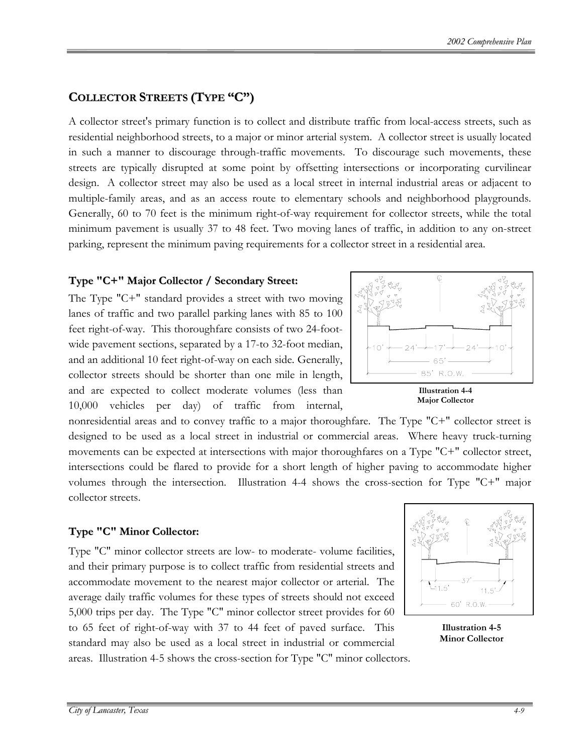## COLLECTOR STREETS (TYPE "C")

A collector street's primary function is to collect and distribute traffic from local-access streets, such as residential neighborhood streets, to a major or minor arterial system. A collector street is usually located in such a manner to discourage through-traffic movements. To discourage such movements, these streets are typically disrupted at some point by offsetting intersections or incorporating curvilinear design. A collector street may also be used as a local street in internal industrial areas or adjacent to multiple-family areas, and as an access route to elementary schools and neighborhood playgrounds. Generally, 60 to 70 feet is the minimum right-of-way requirement for collector streets, while the total minimum pavement is usually 37 to 48 feet. Two moving lanes of traffic, in addition to any on-street parking, represent the minimum paving requirements for a collector street in a residential area.

### Type "C+" Major Collector / Secondary Street:

The Type "C+" standard provides a street with two moving lanes of traffic and two parallel parking lanes with 85 to 100 feet right-of-way. This thoroughfare consists of two 24-foot-wide pavement sections, separated by a 17-to 32-foot median, and an additional 10 feet right-of-way on each side. Generally, collector streets should be shorter than one mile in length, and are expected to collect moderate volumes (less than 10,000 vehicles per day) of traffic from internal, nonresidential areas and to convey traffic to a major thoroughfare. The Type "C+" collector street is designed to be used as a local street in industrial or commercial areas. Where heavy truck-turning movements can be expected at intersections with major thoroughfares on a Type "C+" collector street, intersections could be flared to provide for a short length of higher paving to accommodate higher volumes through the intersection. Illustration 4-4 shows the cross-section for Type "C+" major collector streets.

**Illustration 4-4**
**Major Collector**

### Type "C" Minor Collector:

Type "C" minor collector streets are low- to moderate- volume facilities, and their primary purpose is to collect traffic from residential streets and accommodate movement to the nearest major collector or arterial. The average daily traffic volumes for these types of streets should not exceed 5,000 trips per day. The Type "C" minor collector street provides for 60 to 65 feet of right-of-way with 37 to 44 feet of paved surface. This standard may also be used as a local street in industrial or commercial areas. Illustration 4-5 shows the cross-section for Type "C" minor collectors.

**Illustration 4-5**
**Minor Collector**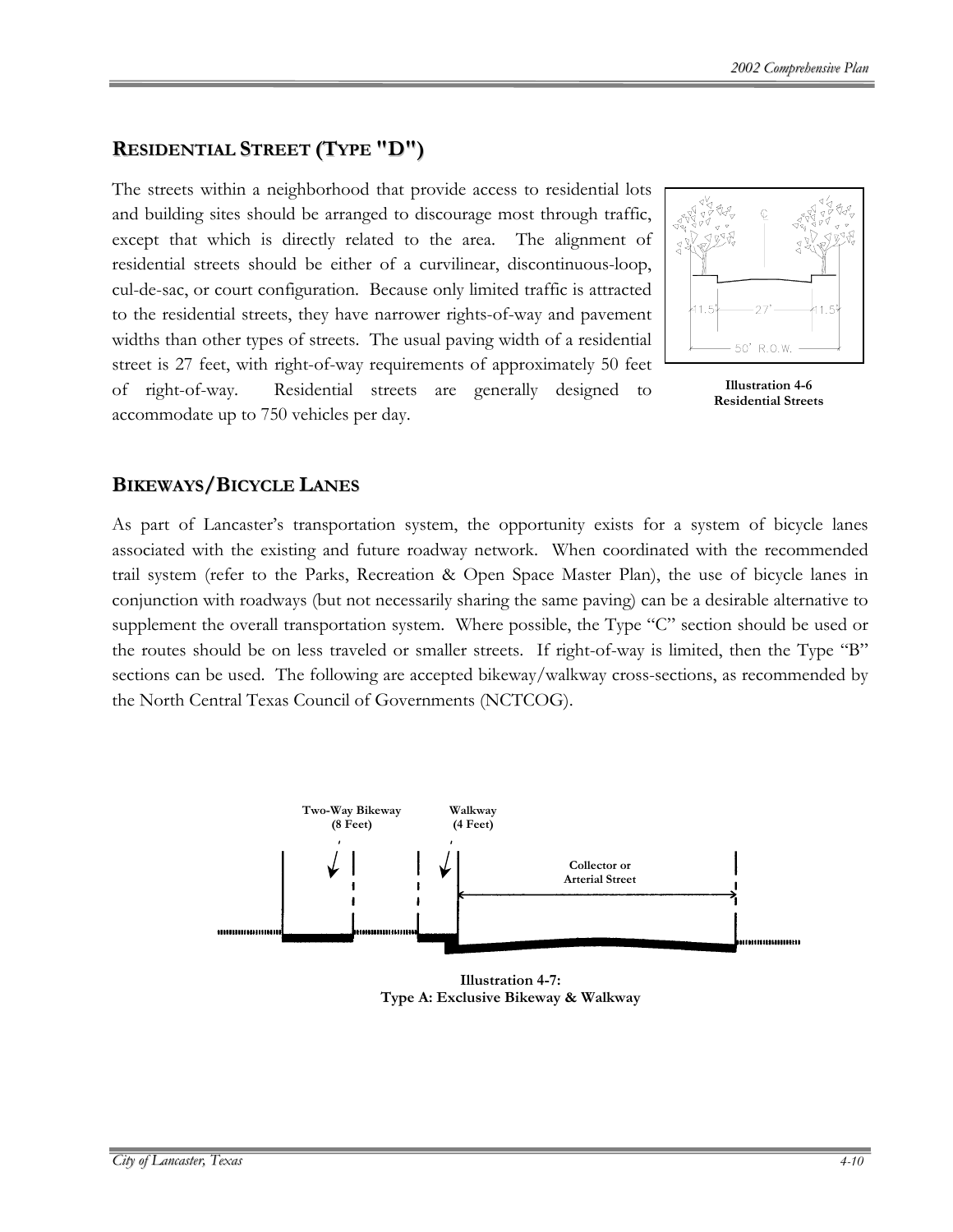## Residential Street (Type "D")

The streets within a neighborhood that provide access to residential lots and building sites should be arranged to discourage most through traffic, except that which is directly related to the area. The alignment of residential streets should be either of a curvilinear, discontinuous-loop, cul-de-sac, or court configuration. Because only limited traffic is attracted to the residential streets, they have narrower rights-of-way and pavement widths than other types of streets. The usual paving width of a residential street is 27 feet, with right-of-way requirements of approximately 50 feet of right-of-way. Residential streets are generally designed to accommodate up to 750 vehicles per day.

**Illustration 4-6**
**Residential Streets**

## Bikeways/Bicycle Lanes

As part of Lancaster's transportation system, the opportunity exists for a system of bicycle lanes associated with the existing and future roadway network. When coordinated with the recommended trail system (refer to the Parks, Recreation & Open Space Master Plan), the use of bicycle lanes in conjunction with roadways (but not necessarily sharing the same paving) can be a desirable alternative to supplement the overall transportation system. Where possible, the Type "C" section should be used or the routes should be on less traveled or smaller streets. If right-of-way is limited, then the Type "B" sections can be used. The following are accepted bikeway/walkway cross-sections, as recommended by the North Central Texas Council of Governments (NCTCOG).

**Illustration 4-7:**
**Type A: Exclusive Bikeway & Walkway**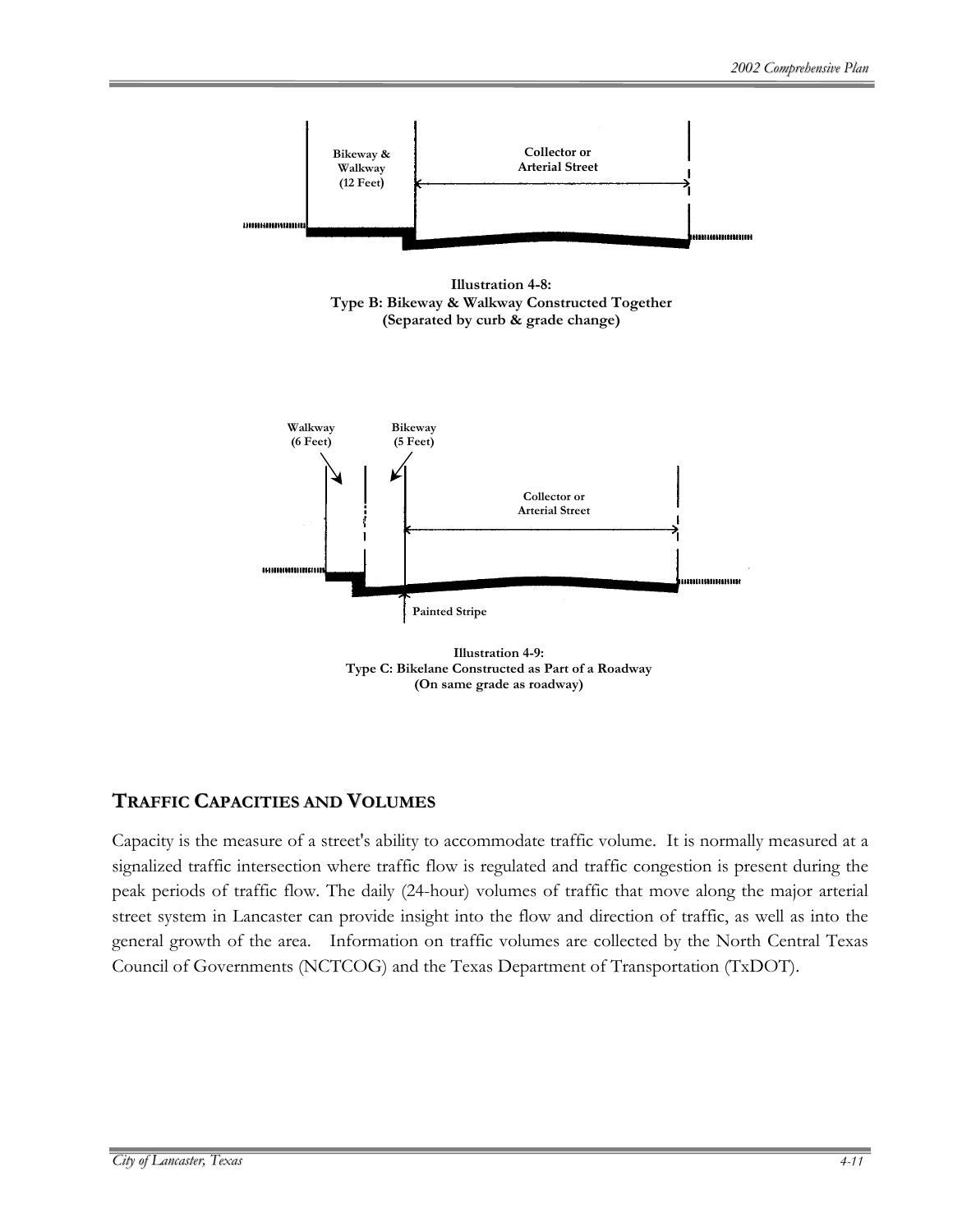Bikeway & Walkway (12 Feet)

Collector or Arterial Street

**Illustration 4-8:**
**Type B: Bikeway & Walkway Constructed Together**
**(Separated by curb & grade change)**

Walkway (6 Feet)

Bikeway (5 Feet)

Collector or Arterial Street

Painted Stripe

**Illustration 4-9:**
**Type C: Bikelane Constructed as Part of a Roadway**
**(On same grade as roadway)**

## TRAFFIC CAPACITIES AND VOLUMES

Capacity is the measure of a street's ability to accommodate traffic volume. It is normally measured at a signalized traffic intersection where traffic flow is regulated and traffic congestion is present during the peak periods of traffic flow. The daily (24-hour) volumes of traffic that move along the major arterial street system in Lancaster can provide insight into the flow and direction of traffic, as well as into the general growth of the area. Information on traffic volumes are collected by the North Central Texas Council of Governments (NCTCOG) and the Texas Department of Transportation (TxDOT).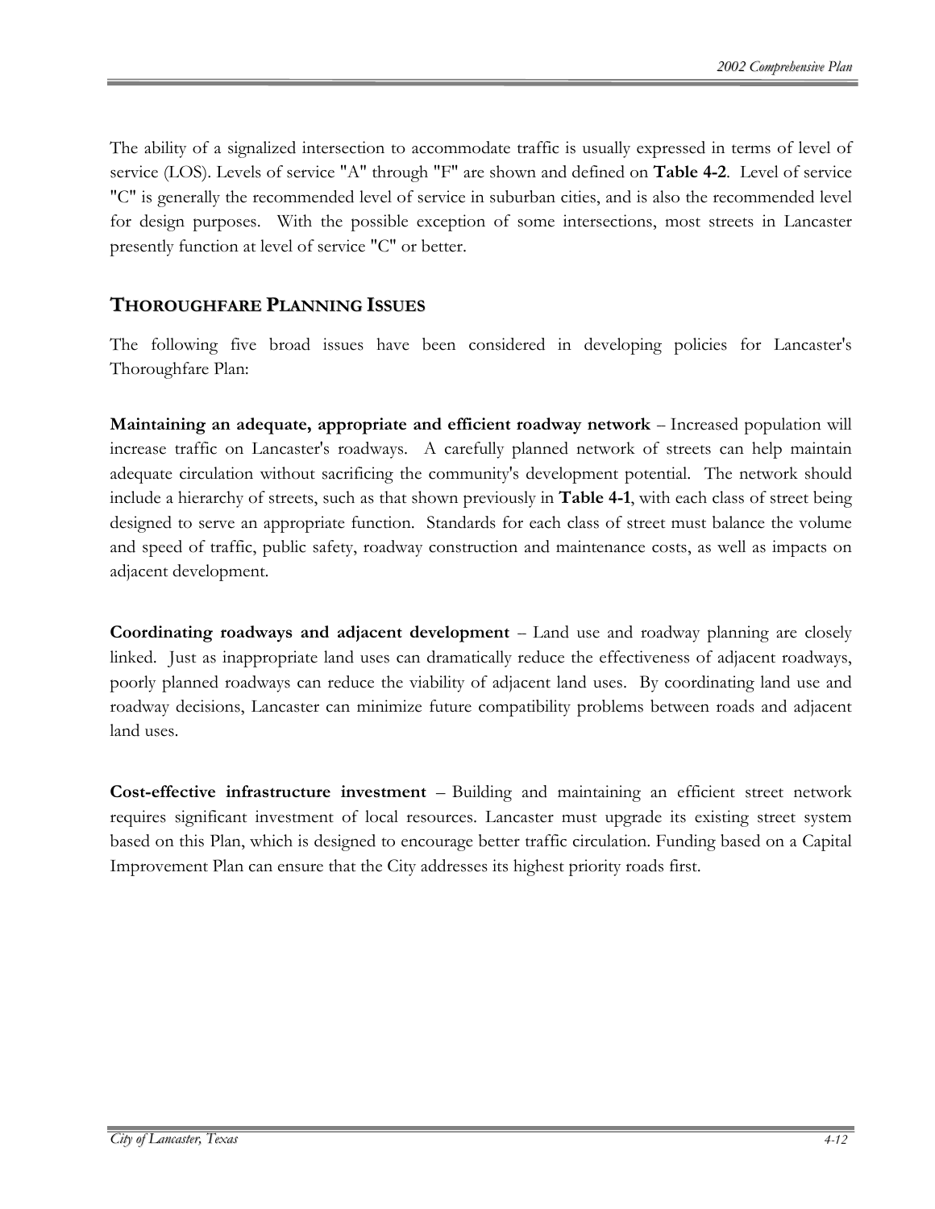The ability of a signalized intersection to accommodate traffic is usually expressed in terms of level of service (LOS). Levels of service "A" through "F" are shown and defined on **Table 4-2**. Level of service "C" is generally the recommended level of service in suburban cities, and is also the recommended level for design purposes. With the possible exception of some intersections, most streets in Lancaster presently function at level of service "C" or better.

## THOROUGHFARE PLANNING ISSUES

The following five broad issues have been considered in developing policies for Lancaster's Thoroughfare Plan:

**Maintaining an adequate, appropriate and efficient roadway network** – Increased population will increase traffic on Lancaster's roadways. A carefully planned network of streets can help maintain adequate circulation without sacrificing the community's development potential. The network should include a hierarchy of streets, such as that shown previously in **Table 4-1**, with each class of street being designed to serve an appropriate function. Standards for each class of street must balance the volume and speed of traffic, public safety, roadway construction and maintenance costs, as well as impacts on adjacent development.

**Coordinating roadways and adjacent development** – Land use and roadway planning are closely linked. Just as inappropriate land uses can dramatically reduce the effectiveness of adjacent roadways, poorly planned roadways can reduce the viability of adjacent land uses. By coordinating land use and roadway decisions, Lancaster can minimize future compatibility problems between roads and adjacent land uses.

**Cost-effective infrastructure investment** – Building and maintaining an efficient street network requires significant investment of local resources. Lancaster must upgrade its existing street system based on this Plan, which is designed to encourage better traffic circulation. Funding based on a Capital Improvement Plan can ensure that the City addresses its highest priority roads first.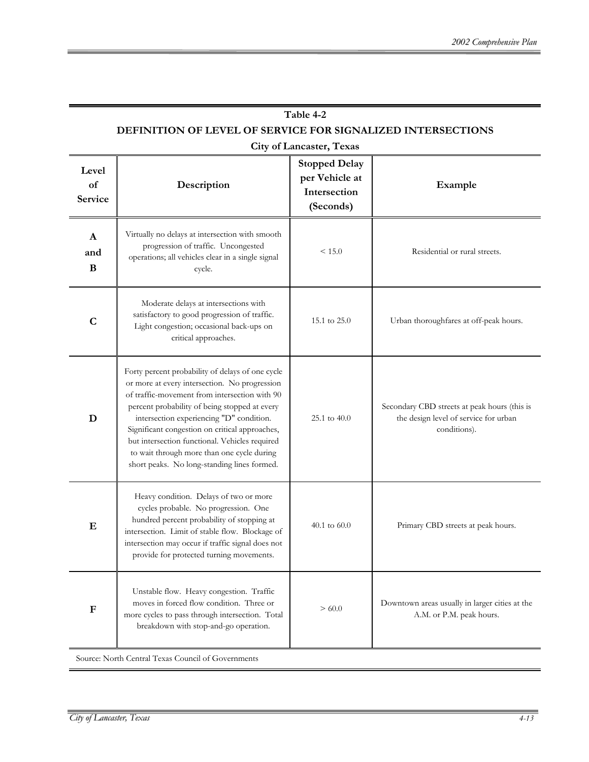**Table 4-2**
**DEFINITION OF LEVEL OF SERVICE FOR SIGNALIZED INTERSECTIONS**
**City of Lancaster, Texas**

| Level of Service | Description | Stopped Delay per Vehicle at Intersection (Seconds) | Example |
|---|---|---|---|
| **A and B** | Virtually no delays at intersection with smooth progression of traffic. Uncongested operations; all vehicles clear in a single signal cycle. | < 15.0 | Residential or rural streets. |
| **C** | Moderate delays at intersections with satisfactory to good progression of traffic. Light congestion; occasional back-ups on critical approaches. | 15.1 to 25.0 | Urban thoroughfares at off-peak hours. |
| **D** | Forty percent probability of delays of one cycle or more at every intersection. No progression of traffic-movement from intersection with 90 percent probability of being stopped at every intersection experiencing "D" condition. Significant congestion on critical approaches, but intersection functional. Vehicles required to wait through more than one cycle during short peaks. No long-standing lines formed. | 25.1 to 40.0 | Secondary CBD streets at peak hours (this is the design level of service for urban conditions). |
| **E** | Heavy condition. Delays of two or more cycles probable. No progression. One hundred percent probability of stopping at intersection. Limit of stable flow. Blockage of intersection may occur if traffic signal does not provide for protected turning movements. | 40.1 to 60.0 | Primary CBD streets at peak hours. |
| **F** | Unstable flow. Heavy congestion. Traffic moves in forced flow condition. Three or more cycles to pass through intersection. Total breakdown with stop-and-go operation. | > 60.0 | Downtown areas usually in larger cities at the A.M. or P.M. peak hours. |

Source: North Central Texas Council of Governments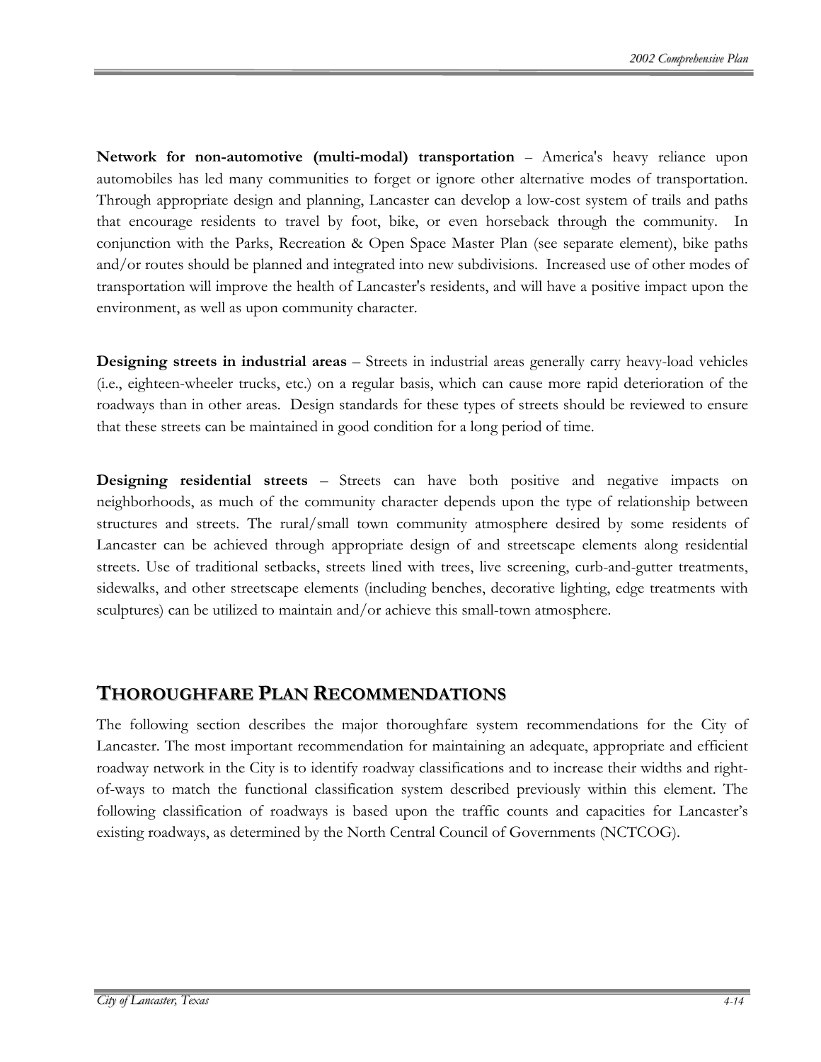**Network for non-automotive (multi-modal) transportation** – America's heavy reliance upon automobiles has led many communities to forget or ignore other alternative modes of transportation. Through appropriate design and planning, Lancaster can develop a low-cost system of trails and paths that encourage residents to travel by foot, bike, or even horseback through the community. In conjunction with the Parks, Recreation & Open Space Master Plan (see separate element), bike paths and/or routes should be planned and integrated into new subdivisions. Increased use of other modes of transportation will improve the health of Lancaster's residents, and will have a positive impact upon the environment, as well as upon community character.

**Designing streets in industrial areas** – Streets in industrial areas generally carry heavy-load vehicles (i.e., eighteen-wheeler trucks, etc.) on a regular basis, which can cause more rapid deterioration of the roadways than in other areas. Design standards for these types of streets should be reviewed to ensure that these streets can be maintained in good condition for a long period of time.

**Designing residential streets** – Streets can have both positive and negative impacts on neighborhoods, as much of the community character depends upon the type of relationship between structures and streets. The rural/small town community atmosphere desired by some residents of Lancaster can be achieved through appropriate design of and streetscape elements along residential streets. Use of traditional setbacks, streets lined with trees, live screening, curb-and-gutter treatments, sidewalks, and other streetscape elements (including benches, decorative lighting, edge treatments with sculptures) can be utilized to maintain and/or achieve this small-town atmosphere.

## THOROUGHFARE PLAN RECOMMENDATIONS

The following section describes the major thoroughfare system recommendations for the City of Lancaster. The most important recommendation for maintaining an adequate, appropriate and efficient roadway network in the City is to identify roadway classifications and to increase their widths and right-of-ways to match the functional classification system described previously within this element. The following classification of roadways is based upon the traffic counts and capacities for Lancaster's existing roadways, as determined by the North Central Council of Governments (NCTCOG).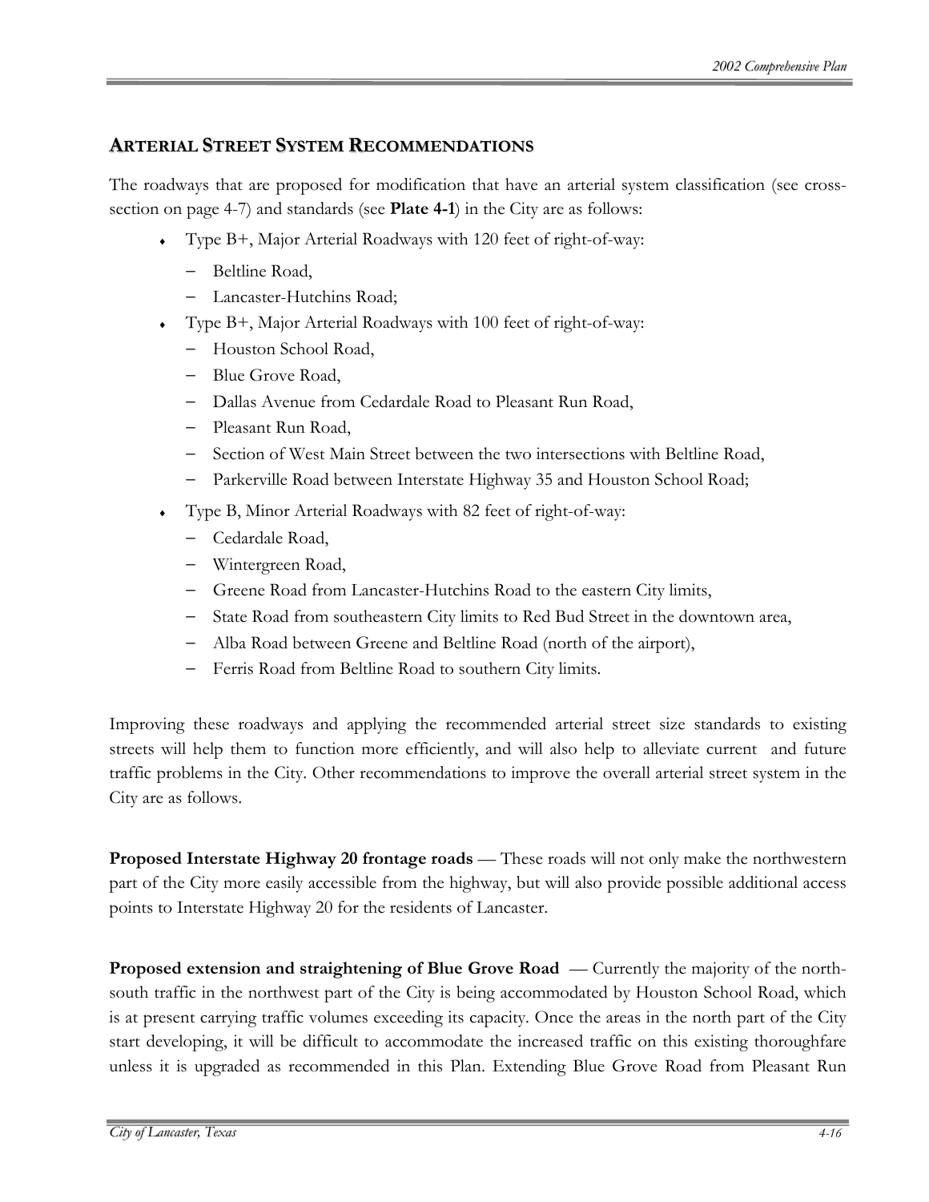## ARTERIAL STREET SYSTEM RECOMMENDATIONS

The roadways that are proposed for modification that have an arterial system classification (see cross-section on page 4-7) and standards (see **Plate 4-1**) in the City are as follows:

- Type B+, Major Arterial Roadways with 120 feet of right-of-way:
  - Beltline Road,
  - Lancaster-Hutchins Road;
- Type B+, Major Arterial Roadways with 100 feet of right-of-way:
  - Houston School Road,
  - Blue Grove Road,
  - Dallas Avenue from Cedardale Road to Pleasant Run Road,
  - Pleasant Run Road,
  - Section of West Main Street between the two intersections with Beltline Road,
  - Parkerville Road between Interstate Highway 35 and Houston School Road;
- Type B, Minor Arterial Roadways with 82 feet of right-of-way:
  - Cedardale Road,
  - Wintergreen Road,
  - Greene Road from Lancaster-Hutchins Road to the eastern City limits,
  - State Road from southeastern City limits to Red Bud Street in the downtown area,
  - Alba Road between Greene and Beltline Road (north of the airport),
  - Ferris Road from Beltline Road to southern City limits.

Improving these roadways and applying the recommended arterial street size standards to existing streets will help them to function more efficiently, and will also help to alleviate current and future traffic problems in the City. Other recommendations to improve the overall arterial street system in the City are as follows.

**Proposed Interstate Highway 20 frontage roads** — These roads will not only make the northwestern part of the City more easily accessible from the highway, but will also provide possible additional access points to Interstate Highway 20 for the residents of Lancaster.

**Proposed extension and straightening of Blue Grove Road** — Currently the majority of the north-south traffic in the northwest part of the City is being accommodated by Houston School Road, which is at present carrying traffic volumes exceeding its capacity. Once the areas in the north part of the City start developing, it will be difficult to accommodate the increased traffic on this existing thoroughfare unless it is upgraded as recommended in this Plan. Extending Blue Grove Road from Pleasant Run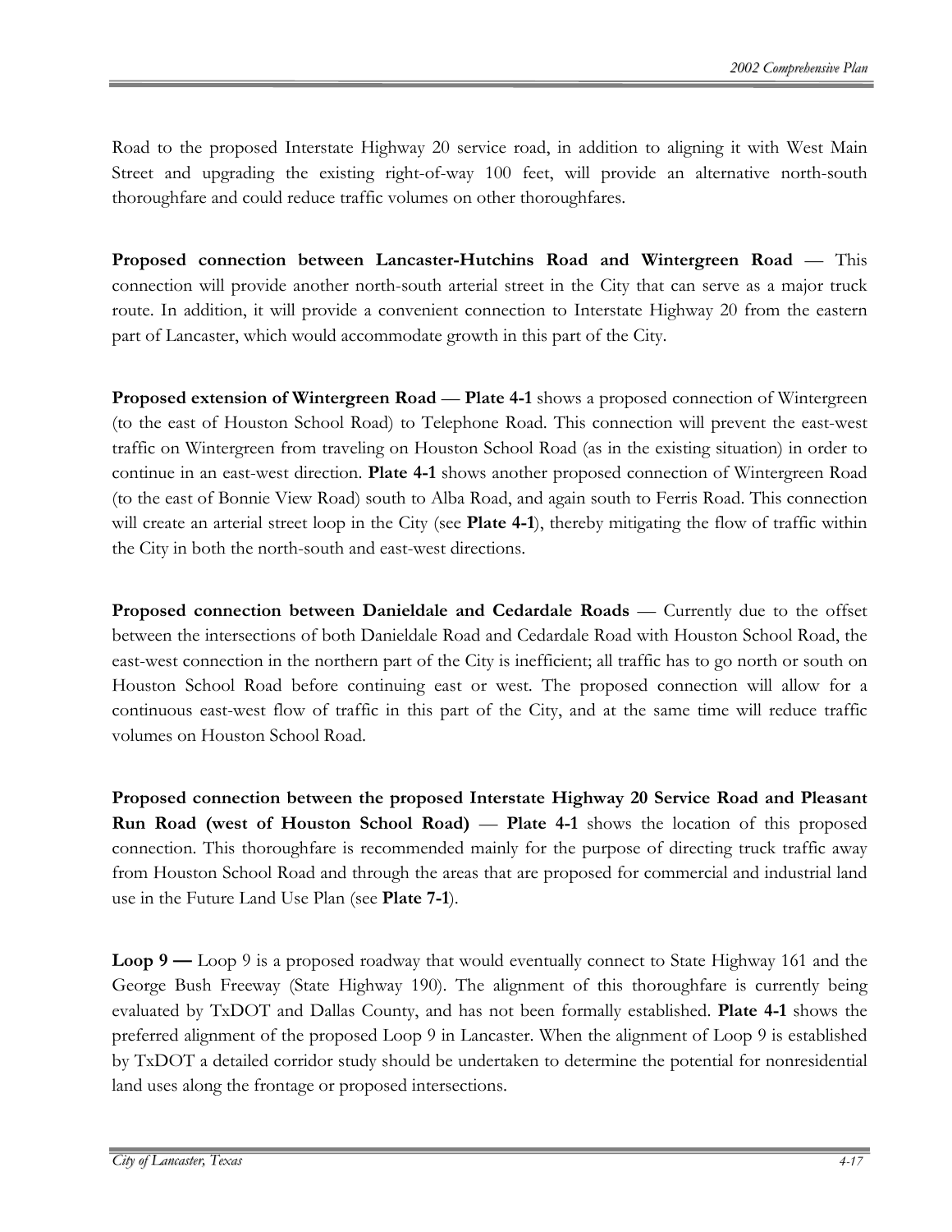Road to the proposed Interstate Highway 20 service road, in addition to aligning it with West Main Street and upgrading the existing right-of-way 100 feet, will provide an alternative north-south thoroughfare and could reduce traffic volumes on other thoroughfares.

**Proposed connection between Lancaster-Hutchins Road and Wintergreen Road** — This connection will provide another north-south arterial street in the City that can serve as a major truck route. In addition, it will provide a convenient connection to Interstate Highway 20 from the eastern part of Lancaster, which would accommodate growth in this part of the City.

**Proposed extension of Wintergreen Road** — **Plate 4-1** shows a proposed connection of Wintergreen (to the east of Houston School Road) to Telephone Road. This connection will prevent the east-west traffic on Wintergreen from traveling on Houston School Road (as in the existing situation) in order to continue in an east-west direction. **Plate 4-1** shows another proposed connection of Wintergreen Road (to the east of Bonnie View Road) south to Alba Road, and again south to Ferris Road. This connection will create an arterial street loop in the City (see **Plate 4-1**), thereby mitigating the flow of traffic within the City in both the north-south and east-west directions.

**Proposed connection between Danieldale and Cedardale Roads** — Currently due to the offset between the intersections of both Danieldale Road and Cedardale Road with Houston School Road, the east-west connection in the northern part of the City is inefficient; all traffic has to go north or south on Houston School Road before continuing east or west. The proposed connection will allow for a continuous east-west flow of traffic in this part of the City, and at the same time will reduce traffic volumes on Houston School Road.

**Proposed connection between the proposed Interstate Highway 20 Service Road and Pleasant Run Road (west of Houston School Road)** — **Plate 4-1** shows the location of this proposed connection. This thoroughfare is recommended mainly for the purpose of directing truck traffic away from Houston School Road and through the areas that are proposed for commercial and industrial land use in the Future Land Use Plan (see **Plate 7-1**).

**Loop 9 —** Loop 9 is a proposed roadway that would eventually connect to State Highway 161 and the George Bush Freeway (State Highway 190). The alignment of this thoroughfare is currently being evaluated by TxDOT and Dallas County, and has not been formally established. **Plate 4-1** shows the preferred alignment of the proposed Loop 9 in Lancaster. When the alignment of Loop 9 is established by TxDOT a detailed corridor study should be undertaken to determine the potential for nonresidential land uses along the frontage or proposed intersections.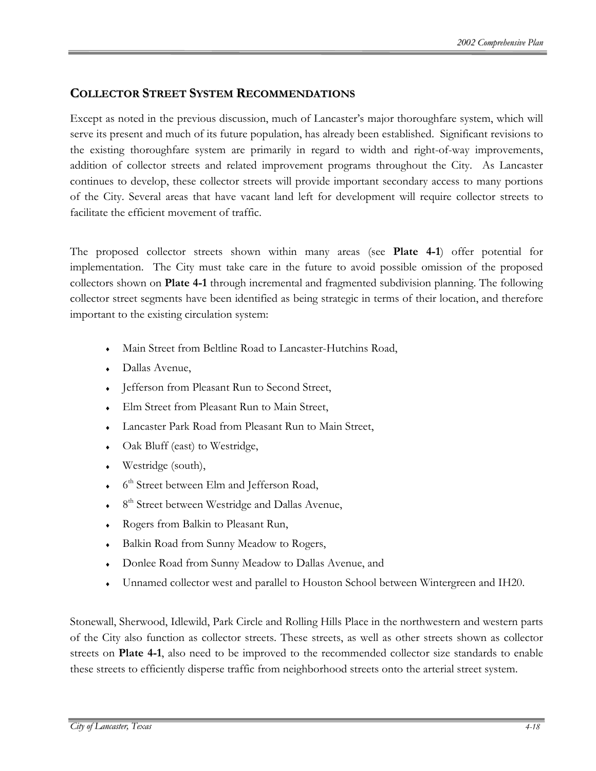## COLLECTOR STREET SYSTEM RECOMMENDATIONS

Except as noted in the previous discussion, much of Lancaster's major thoroughfare system, which will serve its present and much of its future population, has already been established. Significant revisions to the existing thoroughfare system are primarily in regard to width and right-of-way improvements, addition of collector streets and related improvement programs throughout the City. As Lancaster continues to develop, these collector streets will provide important secondary access to many portions of the City. Several areas that have vacant land left for development will require collector streets to facilitate the efficient movement of traffic.

The proposed collector streets shown within many areas (see **Plate 4-1**) offer potential for implementation. The City must take care in the future to avoid possible omission of the proposed collectors shown on **Plate 4-1** through incremental and fragmented subdivision planning. The following collector street segments have been identified as being strategic in terms of their location, and therefore important to the existing circulation system:

- Main Street from Beltline Road to Lancaster-Hutchins Road,
- Dallas Avenue,
- Jefferson from Pleasant Run to Second Street,
- Elm Street from Pleasant Run to Main Street,
- Lancaster Park Road from Pleasant Run to Main Street,
- Oak Bluff (east) to Westridge,
- Westridge (south),
- 6th Street between Elm and Jefferson Road,
- 8th Street between Westridge and Dallas Avenue,
- Rogers from Balkin to Pleasant Run,
- Balkin Road from Sunny Meadow to Rogers,
- Donlee Road from Sunny Meadow to Dallas Avenue, and
- Unnamed collector west and parallel to Houston School between Wintergreen and IH20.

Stonewall, Sherwood, Idlewild, Park Circle and Rolling Hills Place in the northwestern and western parts of the City also function as collector streets. These streets, as well as other streets shown as collector streets on **Plate 4-1**, also need to be improved to the recommended collector size standards to enable these streets to efficiently disperse traffic from neighborhood streets onto the arterial street system.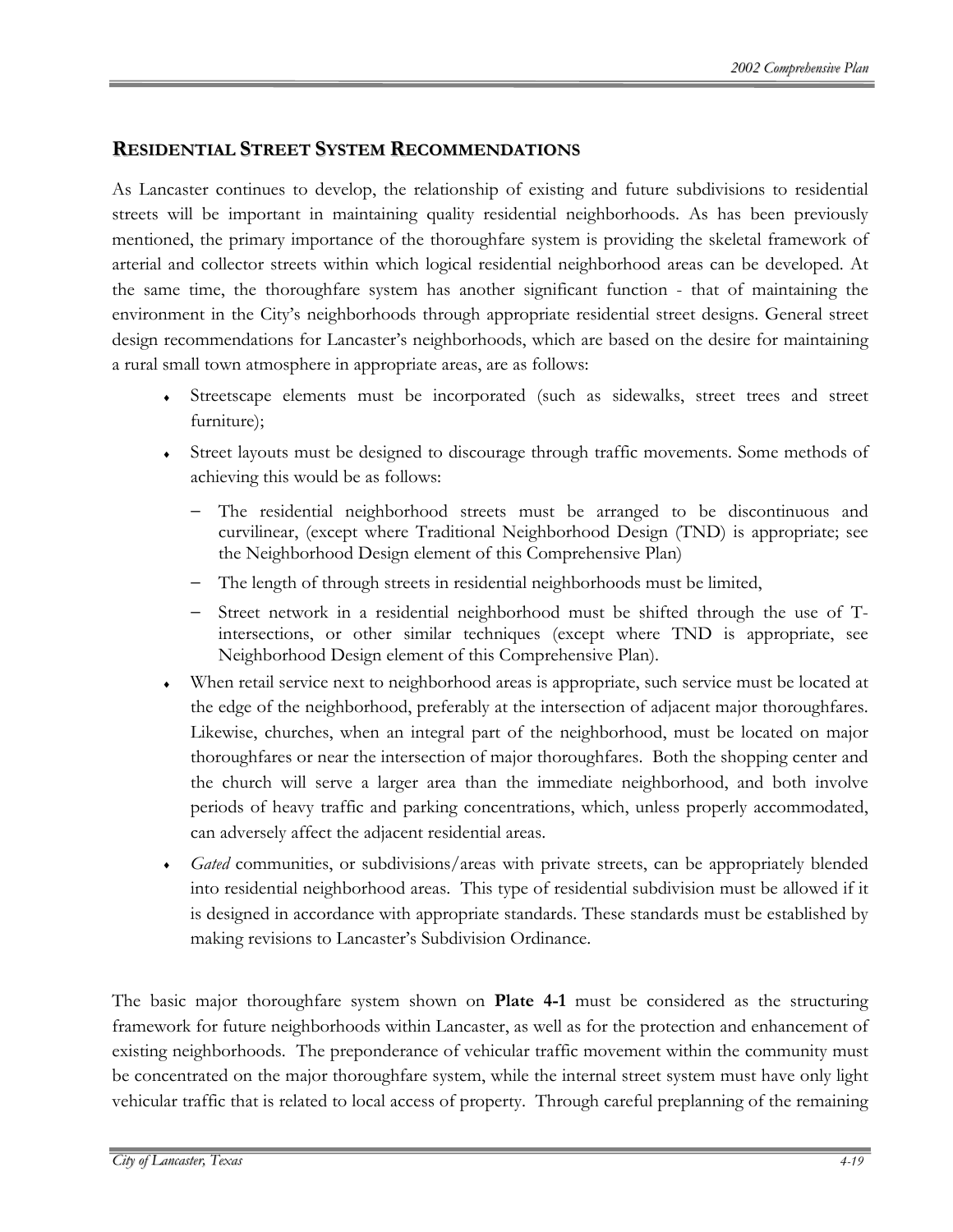## Residential Street System Recommendations

As Lancaster continues to develop, the relationship of existing and future subdivisions to residential streets will be important in maintaining quality residential neighborhoods. As has been previously mentioned, the primary importance of the thoroughfare system is providing the skeletal framework of arterial and collector streets within which logical residential neighborhood areas can be developed. At the same time, the thoroughfare system has another significant function - that of maintaining the environment in the City's neighborhoods through appropriate residential street designs. General street design recommendations for Lancaster's neighborhoods, which are based on the desire for maintaining a rural small town atmosphere in appropriate areas, are as follows:

- Streetscape elements must be incorporated (such as sidewalks, street trees and street furniture);
- Street layouts must be designed to discourage through traffic movements. Some methods of achieving this would be as follows:
  - The residential neighborhood streets must be arranged to be discontinuous and curvilinear, (except where Traditional Neighborhood Design (TND) is appropriate; see the Neighborhood Design element of this Comprehensive Plan)
  - The length of through streets in residential neighborhoods must be limited,
  - Street network in a residential neighborhood must be shifted through the use of T-intersections, or other similar techniques (except where TND is appropriate, see Neighborhood Design element of this Comprehensive Plan).
- When retail service next to neighborhood areas is appropriate, such service must be located at the edge of the neighborhood, preferably at the intersection of adjacent major thoroughfares. Likewise, churches, when an integral part of the neighborhood, must be located on major thoroughfares or near the intersection of major thoroughfares. Both the shopping center and the church will serve a larger area than the immediate neighborhood, and both involve periods of heavy traffic and parking concentrations, which, unless properly accommodated, can adversely affect the adjacent residential areas.
- *Gated* communities, or subdivisions/areas with private streets, can be appropriately blended into residential neighborhood areas. This type of residential subdivision must be allowed if it is designed in accordance with appropriate standards. These standards must be established by making revisions to Lancaster's Subdivision Ordinance.

The basic major thoroughfare system shown on **Plate 4-1** must be considered as the structuring framework for future neighborhoods within Lancaster, as well as for the protection and enhancement of existing neighborhoods. The preponderance of vehicular traffic movement within the community must be concentrated on the major thoroughfare system, while the internal street system must have only light vehicular traffic that is related to local access of property. Through careful preplanning of the remaining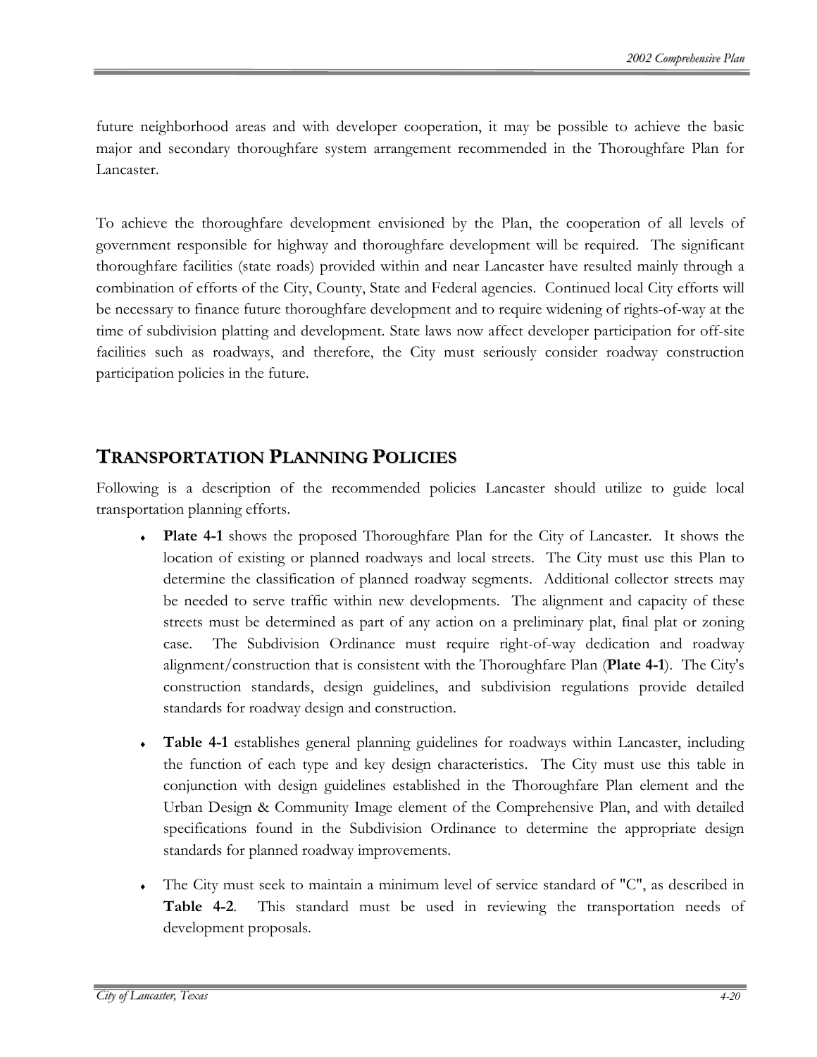future neighborhood areas and with developer cooperation, it may be possible to achieve the basic major and secondary thoroughfare system arrangement recommended in the Thoroughfare Plan for Lancaster.

To achieve the thoroughfare development envisioned by the Plan, the cooperation of all levels of government responsible for highway and thoroughfare development will be required. The significant thoroughfare facilities (state roads) provided within and near Lancaster have resulted mainly through a combination of efforts of the City, County, State and Federal agencies. Continued local City efforts will be necessary to finance future thoroughfare development and to require widening of rights-of-way at the time of subdivision platting and development. State laws now affect developer participation for off-site facilities such as roadways, and therefore, the City must seriously consider roadway construction participation policies in the future.

## TRANSPORTATION PLANNING POLICIES

Following is a description of the recommended policies Lancaster should utilize to guide local transportation planning efforts.

- **Plate 4-1** shows the proposed Thoroughfare Plan for the City of Lancaster. It shows the location of existing or planned roadways and local streets. The City must use this Plan to determine the classification of planned roadway segments. Additional collector streets may be needed to serve traffic within new developments. The alignment and capacity of these streets must be determined as part of any action on a preliminary plat, final plat or zoning case. The Subdivision Ordinance must require right-of-way dedication and roadway alignment/construction that is consistent with the Thoroughfare Plan (**Plate 4-1**). The City's construction standards, design guidelines, and subdivision regulations provide detailed standards for roadway design and construction.

- **Table 4-1** establishes general planning guidelines for roadways within Lancaster, including the function of each type and key design characteristics. The City must use this table in conjunction with design guidelines established in the Thoroughfare Plan element and the Urban Design & Community Image element of the Comprehensive Plan, and with detailed specifications found in the Subdivision Ordinance to determine the appropriate design standards for planned roadway improvements.

- The City must seek to maintain a minimum level of service standard of "C", as described in **Table 4-2**. This standard must be used in reviewing the transportation needs of development proposals.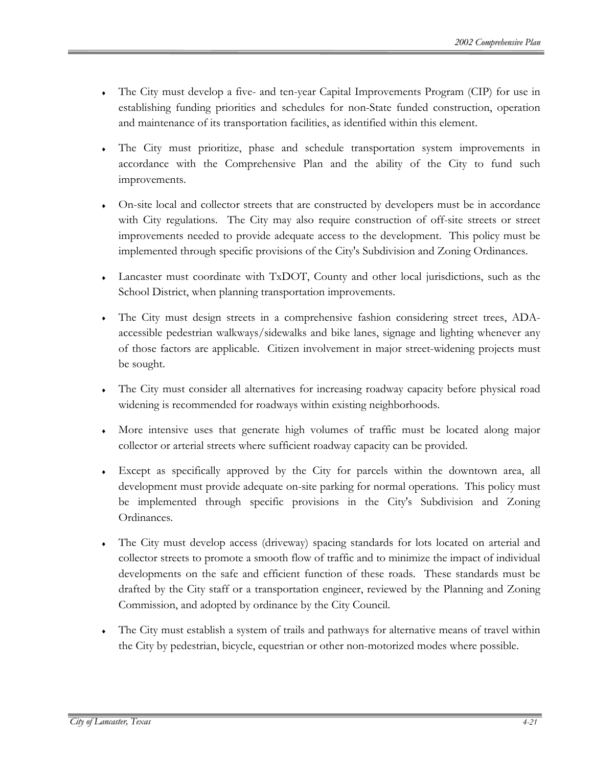- The City must develop a five- and ten-year Capital Improvements Program (CIP) for use in establishing funding priorities and schedules for non-State funded construction, operation and maintenance of its transportation facilities, as identified within this element.

- The City must prioritize, phase and schedule transportation system improvements in accordance with the Comprehensive Plan and the ability of the City to fund such improvements.

- On-site local and collector streets that are constructed by developers must be in accordance with City regulations. The City may also require construction of off-site streets or street improvements needed to provide adequate access to the development. This policy must be implemented through specific provisions of the City's Subdivision and Zoning Ordinances.

- Lancaster must coordinate with TxDOT, County and other local jurisdictions, such as the School District, when planning transportation improvements.

- The City must design streets in a comprehensive fashion considering street trees, ADA-accessible pedestrian walkways/sidewalks and bike lanes, signage and lighting whenever any of those factors are applicable. Citizen involvement in major street-widening projects must be sought.

- The City must consider all alternatives for increasing roadway capacity before physical road widening is recommended for roadways within existing neighborhoods.

- More intensive uses that generate high volumes of traffic must be located along major collector or arterial streets where sufficient roadway capacity can be provided.

- Except as specifically approved by the City for parcels within the downtown area, all development must provide adequate on-site parking for normal operations. This policy must be implemented through specific provisions in the City's Subdivision and Zoning Ordinances.

- The City must develop access (driveway) spacing standards for lots located on arterial and collector streets to promote a smooth flow of traffic and to minimize the impact of individual developments on the safe and efficient function of these roads. These standards must be drafted by the City staff or a transportation engineer, reviewed by the Planning and Zoning Commission, and adopted by ordinance by the City Council.

- The City must establish a system of trails and pathways for alternative means of travel within the City by pedestrian, bicycle, equestrian or other non-motorized modes where possible.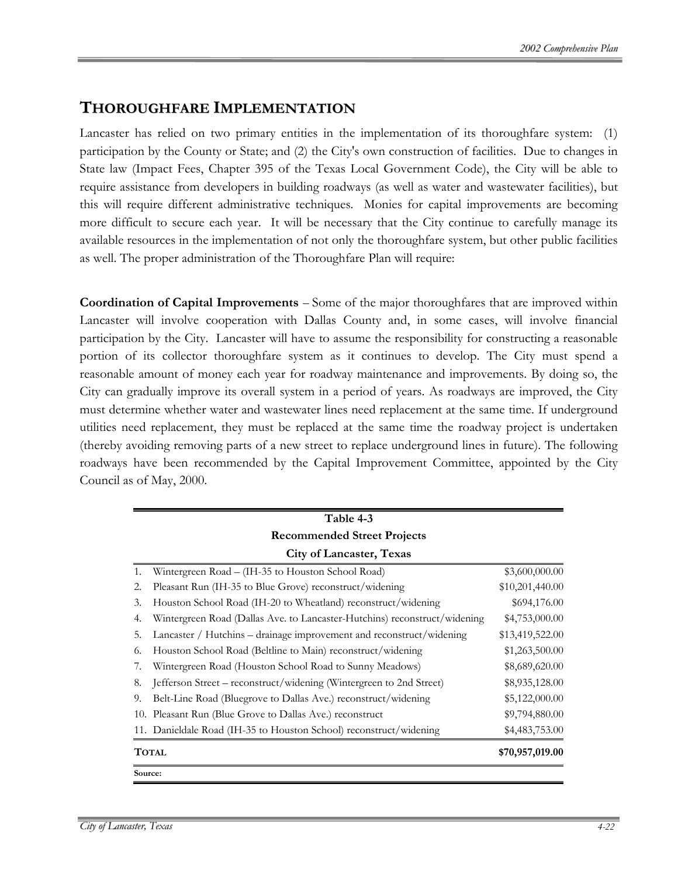## THOROUGHFARE IMPLEMENTATION

Lancaster has relied on two primary entities in the implementation of its thoroughfare system: (1) participation by the County or State; and (2) the City's own construction of facilities. Due to changes in State law (Impact Fees, Chapter 395 of the Texas Local Government Code), the City will be able to require assistance from developers in building roadways (as well as water and wastewater facilities), but this will require different administrative techniques. Monies for capital improvements are becoming more difficult to secure each year. It will be necessary that the City continue to carefully manage its available resources in the implementation of not only the thoroughfare system, but other public facilities as well. The proper administration of the Thoroughfare Plan will require:

**Coordination of Capital Improvements** – Some of the major thoroughfares that are improved within Lancaster will involve cooperation with Dallas County and, in some cases, will involve financial participation by the City. Lancaster will have to assume the responsibility for constructing a reasonable portion of its collector thoroughfare system as it continues to develop. The City must spend a reasonable amount of money each year for roadway maintenance and improvements. By doing so, the City can gradually improve its overall system in a period of years. As roadways are improved, the City must determine whether water and wastewater lines need replacement at the same time. If underground utilities need replacement, they must be replaced at the same time the roadway project is undertaken (thereby avoiding removing parts of a new street to replace underground lines in future). The following roadways have been recommended by the Capital Improvement Committee, appointed by the City Council as of May, 2000.

**Table 4-3**
**Recommended Street Projects**
**City of Lancaster, Texas**

| | Project | Cost |
|---|---|---|
| 1. | Wintergreen Road – (IH-35 to Houston School Road) | $3,600,000.00 |
| 2. | Pleasant Run (IH-35 to Blue Grove) reconstruct/widening | $10,201,440.00 |
| 3. | Houston School Road (IH-20 to Wheatland) reconstruct/widening | $694,176.00 |
| 4. | Wintergreen Road (Dallas Ave. to Lancaster-Hutchins) reconstruct/widening | $4,753,000.00 |
| 5. | Lancaster / Hutchins – drainage improvement and reconstruct/widening | $13,419,522.00 |
| 6. | Houston School Road (Beltline to Main) reconstruct/widening | $1,263,500.00 |
| 7. | Wintergreen Road (Houston School Road to Sunny Meadows) | $8,689,620.00 |
| 8. | Jefferson Street – reconstruct/widening (Wintergreen to 2nd Street) | $8,935,128.00 |
| 9. | Belt-Line Road (Bluegrove to Dallas Ave.) reconstruct/widening | $5,122,000.00 |
| 10. | Pleasant Run (Blue Grove to Dallas Ave.) reconstruct | $9,794,880.00 |
| 11. | Danieldale Road (IH-35 to Houston School) reconstruct/widening | $4,483,753.00 |
| **TOTAL** | | **$70,957,019.00** |

**Source:**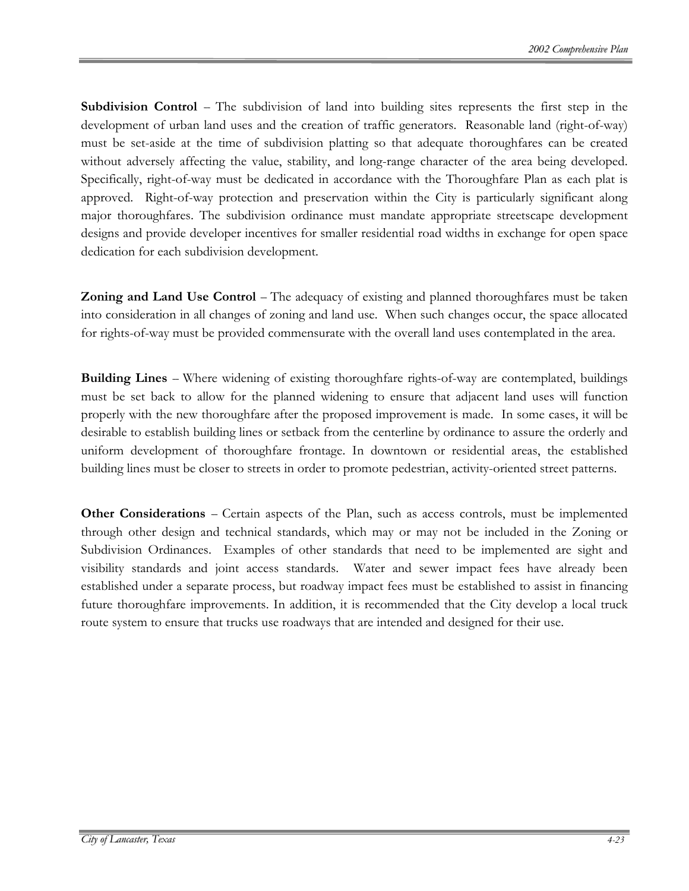**Subdivision Control** – The subdivision of land into building sites represents the first step in the development of urban land uses and the creation of traffic generators. Reasonable land (right-of-way) must be set-aside at the time of subdivision platting so that adequate thoroughfares can be created without adversely affecting the value, stability, and long-range character of the area being developed. Specifically, right-of-way must be dedicated in accordance with the Thoroughfare Plan as each plat is approved. Right-of-way protection and preservation within the City is particularly significant along major thoroughfares. The subdivision ordinance must mandate appropriate streetscape development designs and provide developer incentives for smaller residential road widths in exchange for open space dedication for each subdivision development.

**Zoning and Land Use Control** – The adequacy of existing and planned thoroughfares must be taken into consideration in all changes of zoning and land use. When such changes occur, the space allocated for rights-of-way must be provided commensurate with the overall land uses contemplated in the area.

**Building Lines** – Where widening of existing thoroughfare rights-of-way are contemplated, buildings must be set back to allow for the planned widening to ensure that adjacent land uses will function properly with the new thoroughfare after the proposed improvement is made. In some cases, it will be desirable to establish building lines or setback from the centerline by ordinance to assure the orderly and uniform development of thoroughfare frontage. In downtown or residential areas, the established building lines must be closer to streets in order to promote pedestrian, activity-oriented street patterns.

**Other Considerations** – Certain aspects of the Plan, such as access controls, must be implemented through other design and technical standards, which may or may not be included in the Zoning or Subdivision Ordinances. Examples of other standards that need to be implemented are sight and visibility standards and joint access standards. Water and sewer impact fees have already been established under a separate process, but roadway impact fees must be established to assist in financing future thoroughfare improvements. In addition, it is recommended that the City develop a local truck route system to ensure that trucks use roadways that are intended and designed for their use.